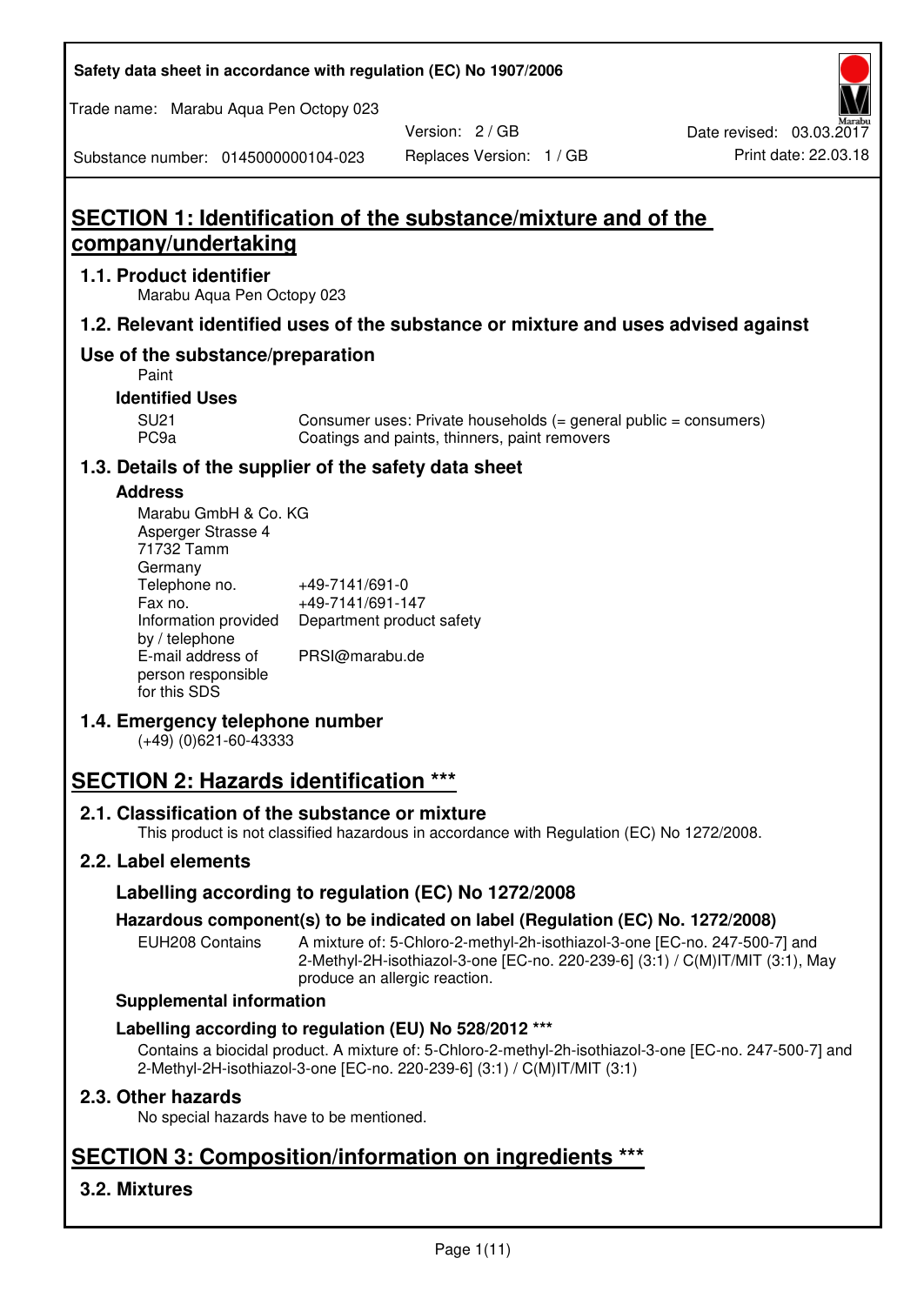# SECTION 1: Identification of the substance/mixture and of the company/undertaking

## 1.1. Product identifier

Marabu Aqua Pen Octopy 023

## 1.2. Relevant identified uses of the substance or mixture and uses advised against

### Use of the substance/preparation

Paint

**Identified Uses**

| | |
|---|---|
| SU21 | Consumer uses: Private households (= general public = consumers) |
| PC9a | Coatings and paints, thinners, paint removers |

## 1.3. Details of the supplier of the safety data sheet

**Address**

Marabu GmbH & Co. KG
Asperger Strasse 4
71732 Tamm
Germany

| | |
|---|---|
| Telephone no. | +49-7141/691-0 |
| Fax no. | +49-7141/691-147 |
| Information provided by / telephone | Department product safety |
| E-mail address of person responsible for this SDS | PRSI@marabu.de |

## 1.4. Emergency telephone number

(+49) (0)621-60-43333

# SECTION 2: Hazards identification ***

## 2.1. Classification of the substance or mixture

This product is not classified hazardous in accordance with Regulation (EC) No 1272/2008.

## 2.2. Label elements

### Labelling according to regulation (EC) No 1272/2008

**Hazardous component(s) to be indicated on label (Regulation (EC) No. 1272/2008)**

| | |
|---|---|
| EUH208 Contains | A mixture of: 5-Chloro-2-methyl-2h-isothiazol-3-one [EC-no. 247-500-7] and 2-Methyl-2H-isothiazol-3-one [EC-no. 220-239-6] (3:1) / C(M)IT/MIT (3:1), May produce an allergic reaction. |

**Supplemental information**

**Labelling according to regulation (EU) No 528/2012 *****

Contains a biocidal product. A mixture of: 5-Chloro-2-methyl-2h-isothiazol-3-one [EC-no. 247-500-7] and 2-Methyl-2H-isothiazol-3-one [EC-no. 220-239-6] (3:1) / C(M)IT/MIT (3:1)

## 2.3. Other hazards

No special hazards have to be mentioned.

# SECTION 3: Composition/information on ingredients ***

## 3.2. Mixtures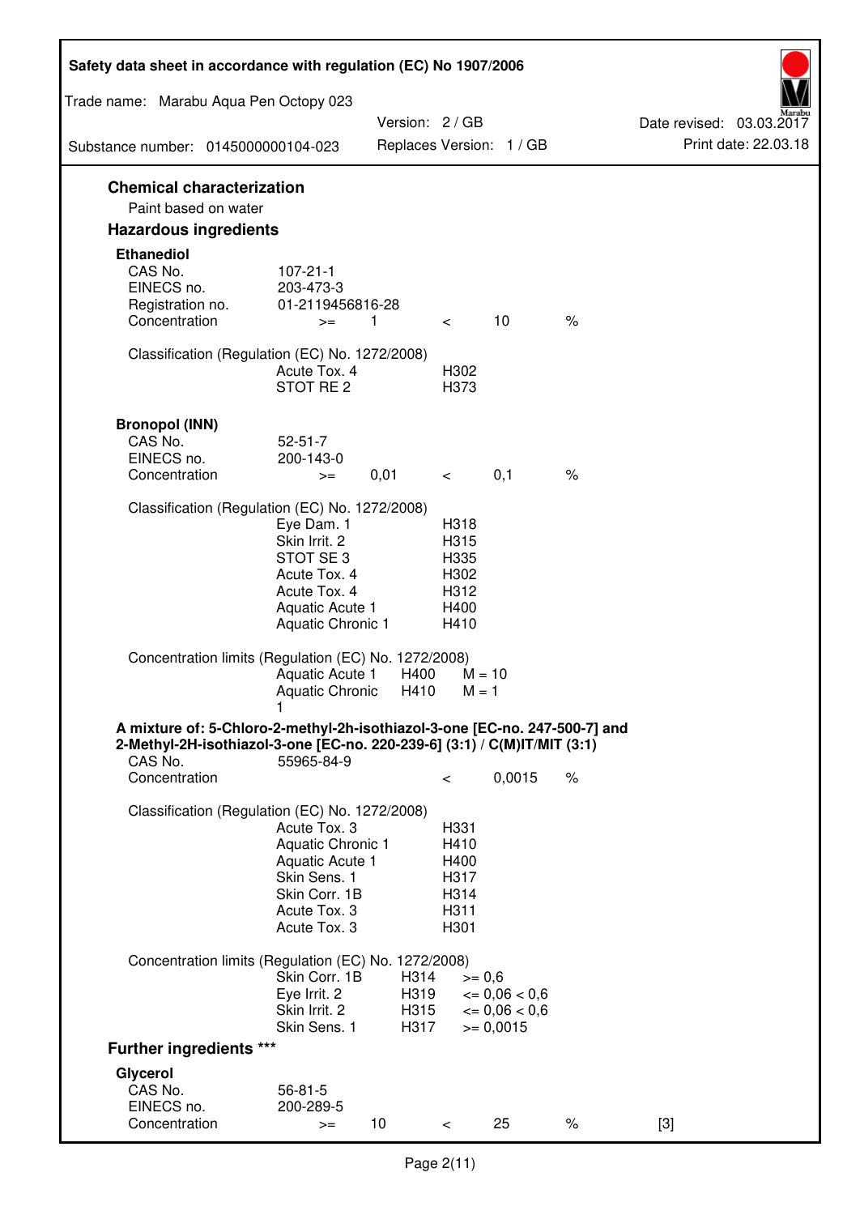### Chemical characterization

Paint based on water

### Hazardous ingredients

**Ethanediol**

| | | | | | |
|---|---|---|---|---|---|
| CAS No. | 107-21-1 | | | | |
| EINECS no. | 203-473-3 | | | | |
| Registration no. | 01-2119456816-28 | | | | |
| Concentration | >= | 1 | < | 10 | % |

Classification (Regulation (EC) No. 1272/2008)

| | |
|---|---|
| Acute Tox. 4 | H302 |
| STOT RE 2 | H373 |

**Bronopol (INN)**

| | | | | | |
|---|---|---|---|---|---|
| CAS No. | 52-51-7 | | | | |
| EINECS no. | 200-143-0 | | | | |
| Concentration | >= | 0,01 | < | 0,1 | % |

Classification (Regulation (EC) No. 1272/2008)

| | |
|---|---|
| Eye Dam. 1 | H318 |
| Skin Irrit. 2 | H315 |
| STOT SE 3 | H335 |
| Acute Tox. 4 | H302 |
| Acute Tox. 4 | H312 |
| Aquatic Acute 1 | H400 |
| Aquatic Chronic 1 | H410 |

Concentration limits (Regulation (EC) No. 1272/2008)

| | | |
|---|---|---|
| Aquatic Acute 1 | H400 | M = 10 |
| Aquatic Chronic 1 | H410 | M = 1 |

**A mixture of: 5-Chloro-2-methyl-2h-isothiazol-3-one [EC-no. 247-500-7] and 2-Methyl-2H-isothiazol-3-one [EC-no. 220-239-6] (3:1) / C(M)IT/MIT (3:1)**

| | | | | |
|---|---|---|---|---|
| CAS No. | 55965-84-9 | | | |
| Concentration | | < | 0,0015 | % |

Classification (Regulation (EC) No. 1272/2008)

| | |
|---|---|
| Acute Tox. 3 | H331 |
| Aquatic Chronic 1 | H410 |
| Aquatic Acute 1 | H400 |
| Skin Sens. 1 | H317 |
| Skin Corr. 1B | H314 |
| Acute Tox. 3 | H311 |
| Acute Tox. 3 | H301 |

Concentration limits (Regulation (EC) No. 1272/2008)

| | | |
|---|---|---|
| Skin Corr. 1B | H314 | >= 0,6 |
| Eye Irrit. 2 | H319 | <= 0,06 < 0,6 |
| Skin Irrit. 2 | H315 | <= 0,06 < 0,6 |
| Skin Sens. 1 | H317 | >= 0,0015 |

### Further ingredients ***

**Glycerol**

| | | | | | | |
|---|---|---|---|---|---|---|
| CAS No. | 56-81-5 | | | | | |
| EINECS no. | 200-289-5 | | | | | |
| Concentration | >= | 10 | < | 25 | % | [3] |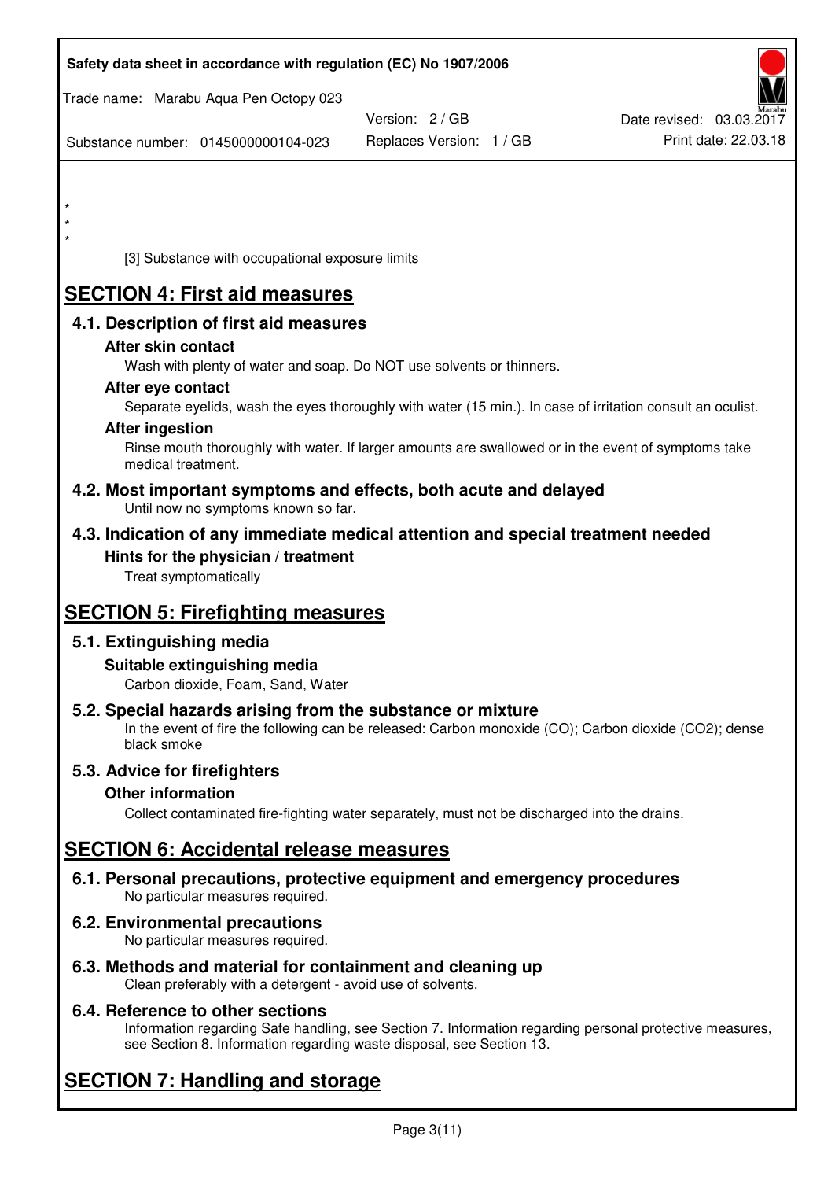*
*
*

[3] Substance with occupational exposure limits

# SECTION 4: First aid measures

## 4.1. Description of first aid measures

### After skin contact

Wash with plenty of water and soap. Do NOT use solvents or thinners.

### After eye contact

Separate eyelids, wash the eyes thoroughly with water (15 min.). In case of irritation consult an oculist.

### After ingestion

Rinse mouth thoroughly with water. If larger amounts are swallowed or in the event of symptoms take medical treatment.

## 4.2. Most important symptoms and effects, both acute and delayed

Until now no symptoms known so far.

## 4.3. Indication of any immediate medical attention and special treatment needed

### Hints for the physician / treatment

Treat symptomatically

# SECTION 5: Firefighting measures

## 5.1. Extinguishing media

### Suitable extinguishing media

Carbon dioxide, Foam, Sand, Water

## 5.2. Special hazards arising from the substance or mixture

In the event of fire the following can be released: Carbon monoxide (CO); Carbon dioxide ($CO_2$); dense black smoke

## 5.3. Advice for firefighters

### Other information

Collect contaminated fire-fighting water separately, must not be discharged into the drains.

# SECTION 6: Accidental release measures

## 6.1. Personal precautions, protective equipment and emergency procedures

No particular measures required.

## 6.2. Environmental precautions

No particular measures required.

## 6.3. Methods and material for containment and cleaning up

Clean preferably with a detergent - avoid use of solvents.

## 6.4. Reference to other sections

Information regarding Safe handling, see Section 7. Information regarding personal protective measures, see Section 8. Information regarding waste disposal, see Section 13.

# SECTION 7: Handling and storage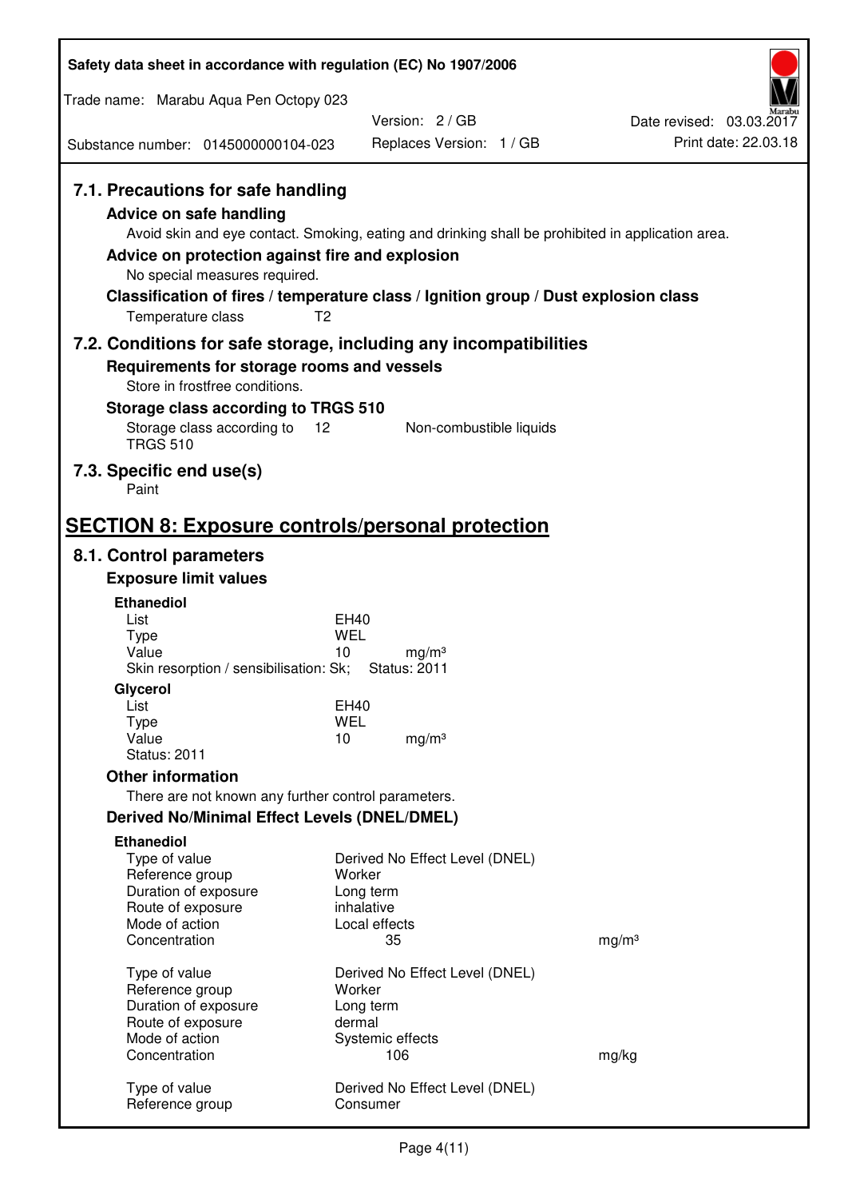## 7.1. Precautions for safe handling

### Advice on safe handling

Avoid skin and eye contact. Smoking, eating and drinking shall be prohibited in application area.

### Advice on protection against fire and explosion

No special measures required.

### Classification of fires / temperature class / Ignition group / Dust explosion class

Temperature class T2

## 7.2. Conditions for safe storage, including any incompatibilities

### Requirements for storage rooms and vessels

Store in frostfree conditions.

### Storage class according to TRGS 510

| Storage class according to TRGS 510 | 12 | Non-combustible liquids |
|---|---|---|

## 7.3. Specific end use(s)

Paint

# SECTION 8: Exposure controls/personal protection

## 8.1. Control parameters

### Exposure limit values

**Ethanediol**

| | | |
|---|---|---|
| List | EH40 | |
| Type | WEL | |
| Value | 10 | mg/m³ |

Skin resorption / sensibilisation: Sk; Status: 2011

**Glycerol**

| | | |
|---|---|---|
| List | EH40 | |
| Type | WEL | |
| Value | 10 | mg/m³ |

Status: 2011

### Other information

There are not known any further control parameters.

### Derived No/Minimal Effect Levels (DNEL/DMEL)

**Ethanediol**

| | | |
|---|---|---|
| Type of value | Derived No Effect Level (DNEL) | |
| Reference group | Worker | |
| Duration of exposure | Long term | |
| Route of exposure | inhalative | |
| Mode of action | Local effects | |
| Concentration | 35 | mg/m³ |

| | | |
|---|---|---|
| Type of value | Derived No Effect Level (DNEL) | |
| Reference group | Worker | |
| Duration of exposure | Long term | |
| Route of exposure | dermal | |
| Mode of action | Systemic effects | |
| Concentration | 106 | mg/kg |

| | |
|---|---|
| Type of value | Derived No Effect Level (DNEL) |
| Reference group | Consumer |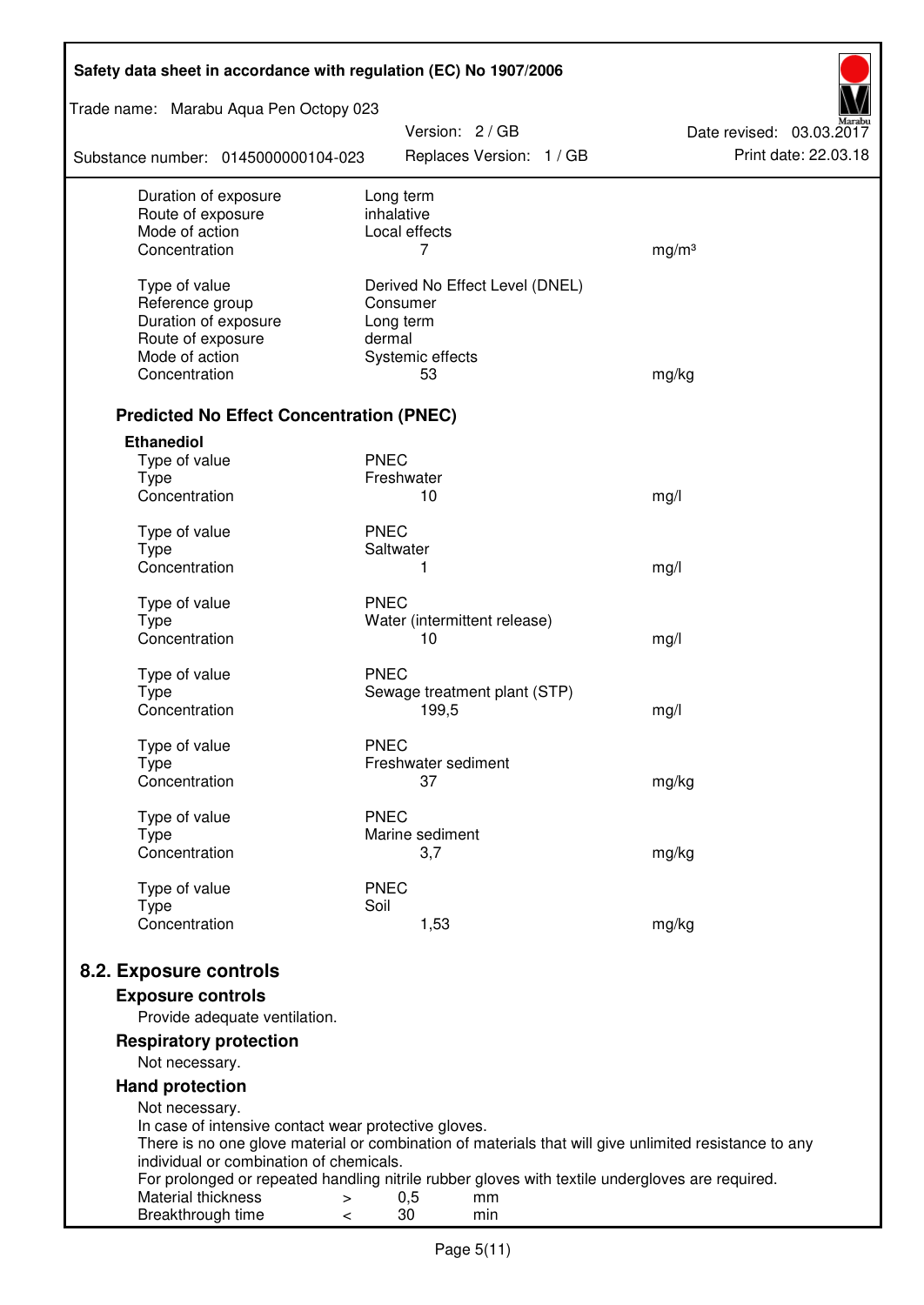| | | |
|---|---|---|
| Duration of exposure | Long term | |
| Route of exposure | inhalative | |
| Mode of action | Local effects | |
| Concentration | 7 | mg/m³ |
| | | |
| Type of value | Derived No Effect Level (DNEL) | |
| Reference group | Consumer | |
| Duration of exposure | Long term | |
| Route of exposure | dermal | |
| Mode of action | Systemic effects | |
| Concentration | 53 | mg/kg |

### Predicted No Effect Concentration (PNEC)

**Ethanediol**

| | | |
|---|---|---|
| Type of value | PNEC | |
| Type | Freshwater | |
| Concentration | 10 | mg/l |
| | | |
| Type of value | PNEC | |
| Type | Saltwater | |
| Concentration | 1 | mg/l |
| | | |
| Type of value | PNEC | |
| Type | Water (intermittent release) | |
| Concentration | 10 | mg/l |
| | | |
| Type of value | PNEC | |
| Type | Sewage treatment plant (STP) | |
| Concentration | 199,5 | mg/l |
| | | |
| Type of value | PNEC | |
| Type | Freshwater sediment | |
| Concentration | 37 | mg/kg |
| | | |
| Type of value | PNEC | |
| Type | Marine sediment | |
| Concentration | 3,7 | mg/kg |
| | | |
| Type of value | PNEC | |
| Type | Soil | |
| Concentration | 1,53 | mg/kg |

## 8.2. Exposure controls

### Exposure controls

Provide adequate ventilation.

### Respiratory protection

Not necessary.

### Hand protection

Not necessary.
In case of intensive contact wear protective gloves.
There is no one glove material or combination of materials that will give unlimited resistance to any individual or combination of chemicals.
For prolonged or repeated handling nitrile rubber gloves with textile undergloves are required.

| | | | |
|---|---|---|---|
| Material thickness | > | 0,5 | mm |
| Breakthrough time | < | 30 | min |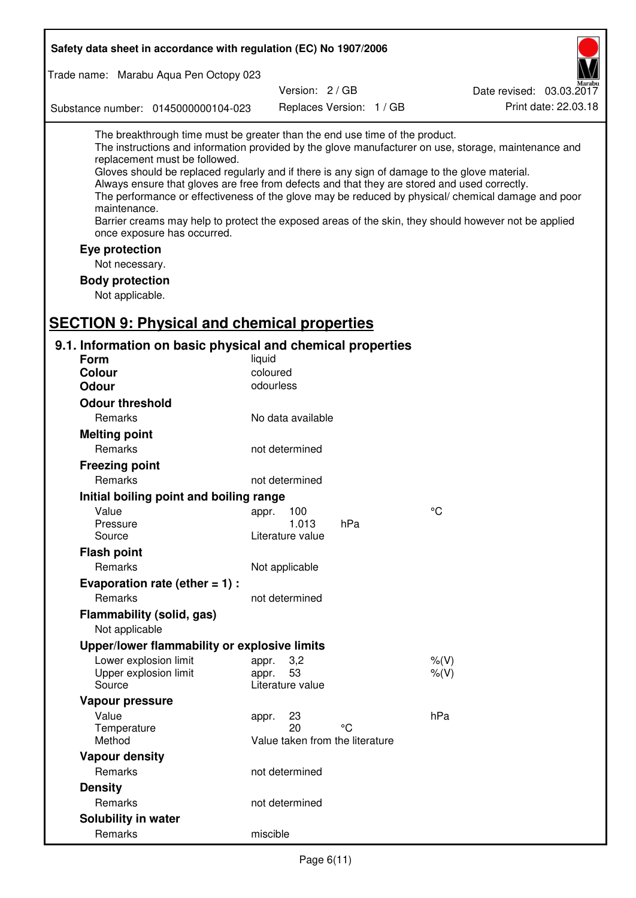The breakthrough time must be greater than the end use time of the product.
The instructions and information provided by the glove manufacturer on use, storage, maintenance and replacement must be followed.
Gloves should be replaced regularly and if there is any sign of damage to the glove material.
Always ensure that gloves are free from defects and that they are stored and used correctly.
The performance or effectiveness of the glove may be reduced by physical/ chemical damage and poor maintenance.
Barrier creams may help to protect the exposed areas of the skin, they should however not be applied once exposure has occurred.

**Eye protection**

Not necessary.

**Body protection**

Not applicable.

# SECTION 9: Physical and chemical properties

## 9.1. Information on basic physical and chemical properties

| | | | |
|---|---|---|---|
| **Form** | liquid | | |
| **Colour** | coloured | | |
| **Odour** | odourless | | |
| **Odour threshold** | | | |
| Remarks | No data available | | |
| **Melting point** | | | |
| Remarks | not determined | | |
| **Freezing point** | | | |
| Remarks | not determined | | |
| **Initial boiling point and boiling range** | | | |
| Value | appr. 100 | | °C |
| Pressure | 1.013 | hPa | |
| Source | Literature value | | |
| **Flash point** | | | |
| Remarks | Not applicable | | |
| **Evaporation rate (ether = 1) :** | | | |
| Remarks | not determined | | |
| **Flammability (solid, gas)** | | | |
| Not applicable | | | |
| **Upper/lower flammability or explosive limits** | | | |
| Lower explosion limit | appr. 3,2 | | %(V) |
| Upper explosion limit | appr. 53 | | %(V) |
| Source | Literature value | | |
| **Vapour pressure** | | | |
| Value | appr. 23 | | hPa |
| Temperature | 20 | °C | |
| Method | Value taken from the literature | | |
| **Vapour density** | | | |
| Remarks | not determined | | |
| **Density** | | | |
| Remarks | not determined | | |
| **Solubility in water** | | | |
| Remarks | miscible | | |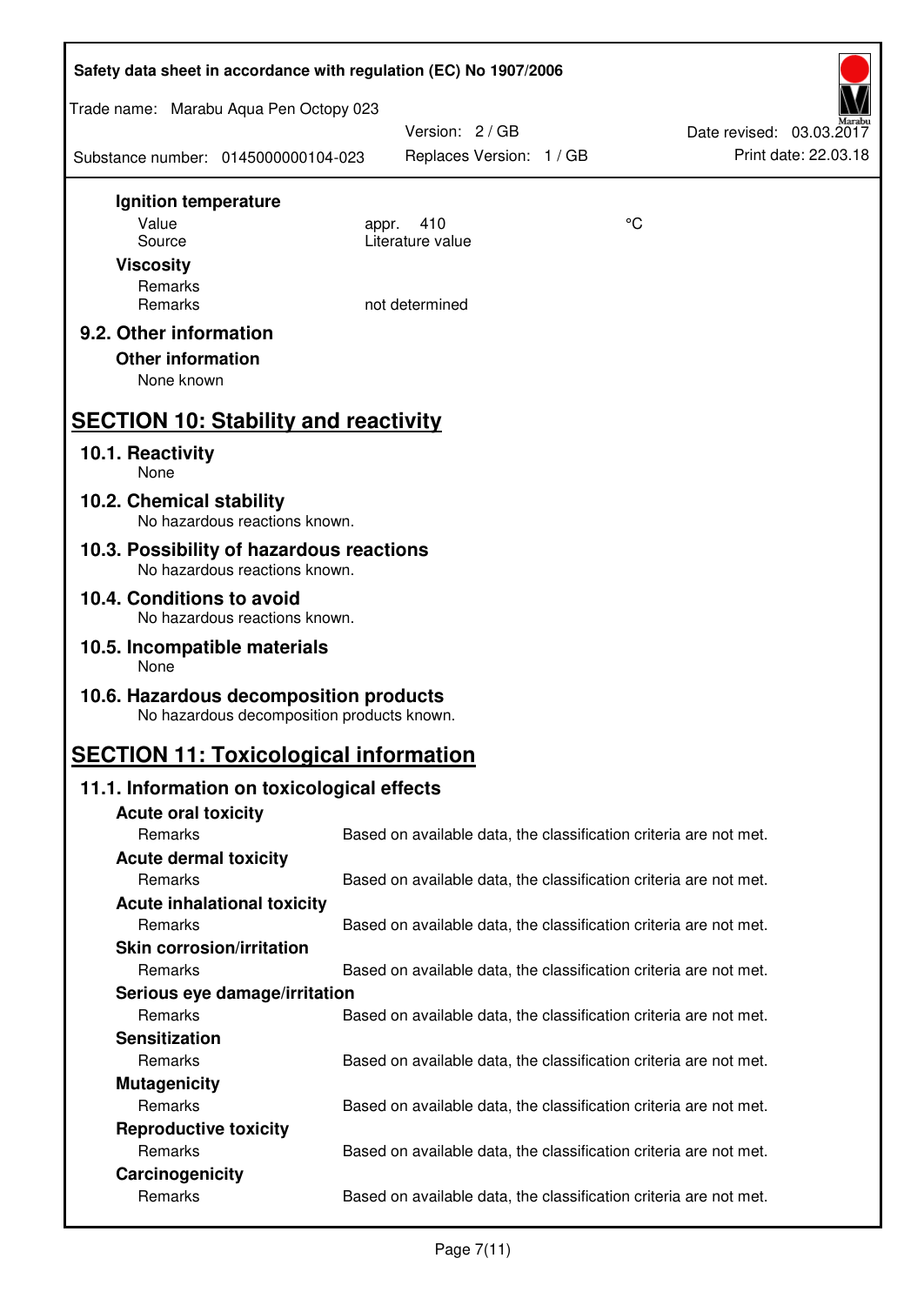**Ignition temperature**

| | | |
|---|---|---|
| Value | appr. 410 | °C |
| Source | Literature value | |

**Viscosity**

| | |
|---|---|
| Remarks | |
| Remarks | not determined |

### 9.2. Other information

**Other information**

None known

## SECTION 10: Stability and reactivity

### 10.1. Reactivity

None

### 10.2. Chemical stability

No hazardous reactions known.

### 10.3. Possibility of hazardous reactions

No hazardous reactions known.

### 10.4. Conditions to avoid

No hazardous reactions known.

### 10.5. Incompatible materials

None

### 10.6. Hazardous decomposition products

No hazardous decomposition products known.

## SECTION 11: Toxicological information

### 11.1. Information on toxicological effects

**Acute oral toxicity**

Remarks: Based on available data, the classification criteria are not met.

**Acute dermal toxicity**

Remarks: Based on available data, the classification criteria are not met.

**Acute inhalational toxicity**

Remarks: Based on available data, the classification criteria are not met.

**Skin corrosion/irritation**

Remarks: Based on available data, the classification criteria are not met.

**Serious eye damage/irritation**

Remarks: Based on available data, the classification criteria are not met.

**Sensitization**

Remarks: Based on available data, the classification criteria are not met.

**Mutagenicity**

Remarks: Based on available data, the classification criteria are not met.

**Reproductive toxicity**

Remarks: Based on available data, the classification criteria are not met.

**Carcinogenicity**

Remarks: Based on available data, the classification criteria are not met.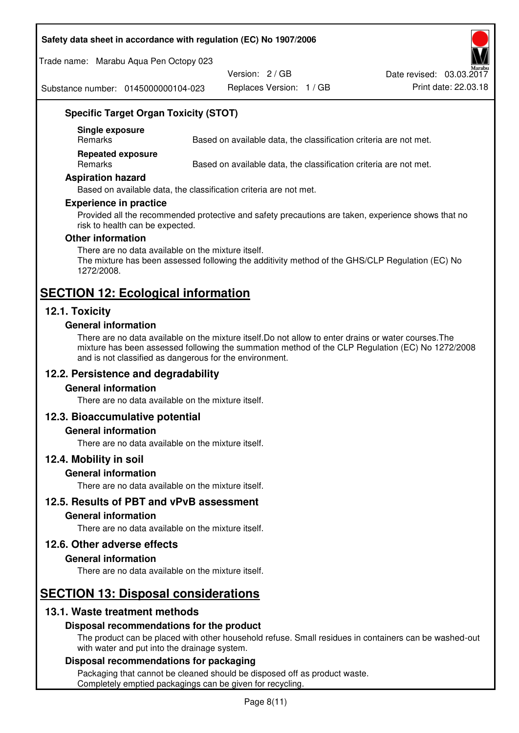### Specific Target Organ Toxicity (STOT)

**Single exposure**

| Remarks | Based on available data, the classification criteria are not met. |
|---|---|

**Repeated exposure**

| Remarks | Based on available data, the classification criteria are not met. |
|---|---|

### Aspiration hazard

Based on available data, the classification criteria are not met.

### Experience in practice

Provided all the recommended protective and safety precautions are taken, experience shows that no risk to health can be expected.

### Other information

There are no data available on the mixture itself.
The mixture has been assessed following the additivity method of the GHS/CLP Regulation (EC) No 1272/2008.

# SECTION 12: Ecological information

## 12.1. Toxicity

### General information

There are no data available on the mixture itself.Do not allow to enter drains or water courses.The mixture has been assessed following the summation method of the CLP Regulation (EC) No 1272/2008 and is not classified as dangerous for the environment.

## 12.2. Persistence and degradability

### General information

There are no data available on the mixture itself.

## 12.3. Bioaccumulative potential

### General information

There are no data available on the mixture itself.

## 12.4. Mobility in soil

### General information

There are no data available on the mixture itself.

## 12.5. Results of PBT and vPvB assessment

### General information

There are no data available on the mixture itself.

## 12.6. Other adverse effects

### General information

There are no data available on the mixture itself.

# SECTION 13: Disposal considerations

## 13.1. Waste treatment methods

### Disposal recommendations for the product

The product can be placed with other household refuse. Small residues in containers can be washed-out with water and put into the drainage system.

### Disposal recommendations for packaging

Packaging that cannot be cleaned should be disposed off as product waste.
Completely emptied packagings can be given for recycling.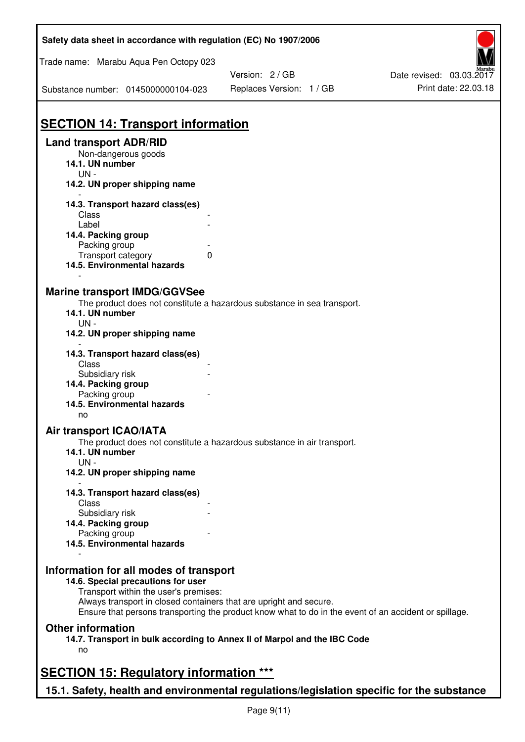## SECTION 14: Transport information

### Land transport ADR/RID

Non-dangerous goods

**14.1. UN number**

UN -

**14.2. UN proper shipping name**

-

**14.3. Transport hazard class(es)**

| | |
|---|---|
| Class | - |
| Label | - |

**14.4. Packing group**

| | |
|---|---|
| Packing group | - |
| Transport category | 0 |

**14.5. Environmental hazards**

-

### Marine transport IMDG/GGVSee

The product does not constitute a hazardous substance in sea transport.

**14.1. UN number**

UN -

**14.2. UN proper shipping name**

-

**14.3. Transport hazard class(es)**

| | |
|---|---|
| Class | - |
| Subsidiary risk | - |

**14.4. Packing group**

| | |
|---|---|
| Packing group | - |

**14.5. Environmental hazards**

no

### Air transport ICAO/IATA

The product does not constitute a hazardous substance in air transport.

**14.1. UN number**

UN -

**14.2. UN proper shipping name**

-

**14.3. Transport hazard class(es)**

| | |
|---|---|
| Class | - |
| Subsidiary risk | - |

**14.4. Packing group**

| | |
|---|---|
| Packing group | - |

**14.5. Environmental hazards**

-

### Information for all modes of transport

**14.6. Special precautions for user**

Transport within the user's premises:
Always transport in closed containers that are upright and secure.
Ensure that persons transporting the product know what to do in the event of an accident or spillage.

### Other information

**14.7. Transport in bulk according to Annex II of Marpol and the IBC Code**

no

## SECTION 15: Regulatory information ***

### 15.1. Safety, health and environmental regulations/legislation specific for the substance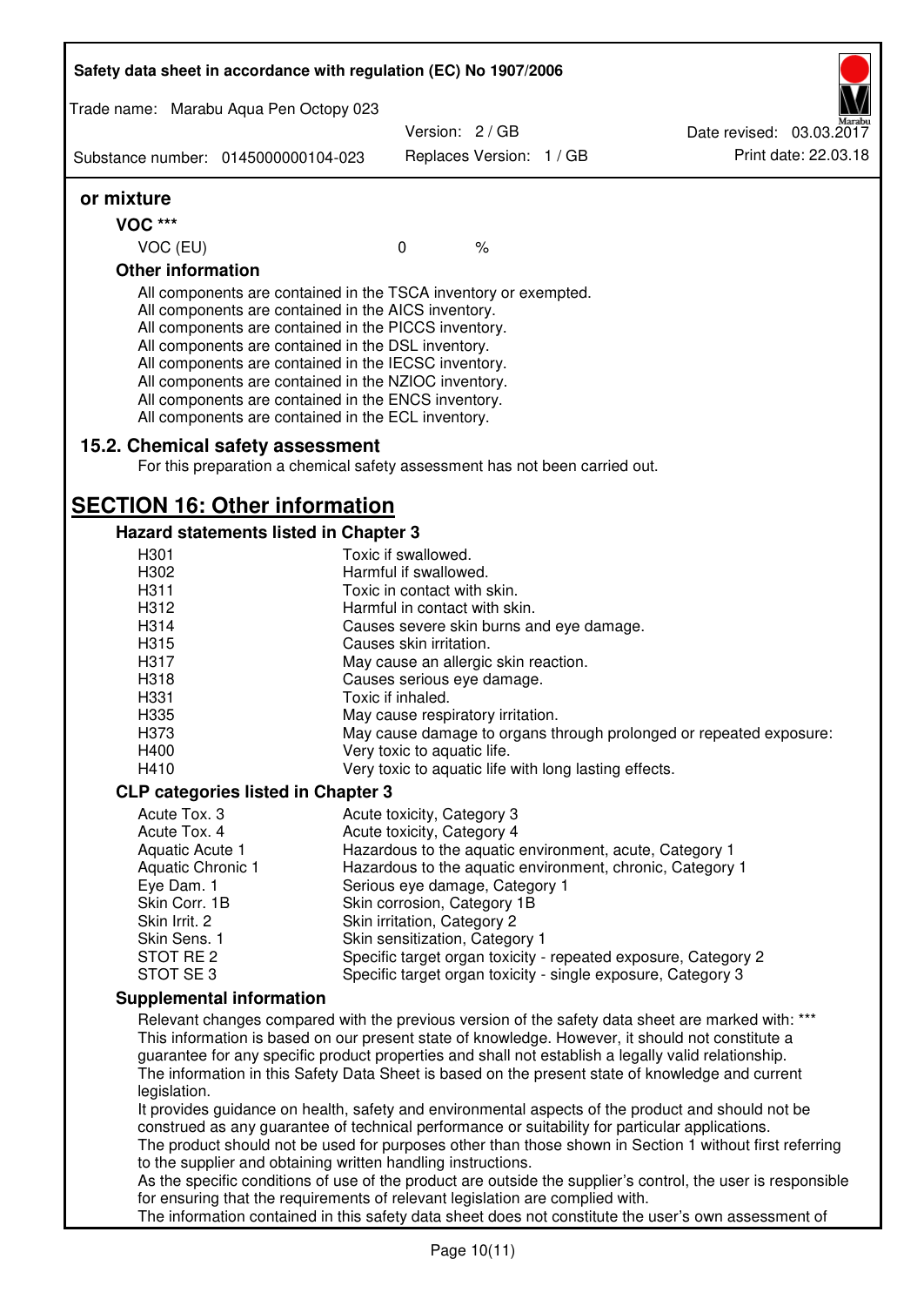## or mixture

### VOC ***

| | | |
|---|---|---|
| VOC (EU) | 0 | % |

### Other information

All components are contained in the TSCA inventory or exempted.
All components are contained in the AICS inventory.
All components are contained in the PICCS inventory.
All components are contained in the DSL inventory.
All components are contained in the IECSC inventory.
All components are contained in the NZIOC inventory.
All components are contained in the ENCS inventory.
All components are contained in the ECL inventory.

## 15.2. Chemical safety assessment

For this preparation a chemical safety assessment has not been carried out.

# SECTION 16: Other information

### Hazard statements listed in Chapter 3

| | |
|---|---|
| H301 | Toxic if swallowed. |
| H302 | Harmful if swallowed. |
| H311 | Toxic in contact with skin. |
| H312 | Harmful in contact with skin. |
| H314 | Causes severe skin burns and eye damage. |
| H315 | Causes skin irritation. |
| H317 | May cause an allergic skin reaction. |
| H318 | Causes serious eye damage. |
| H331 | Toxic if inhaled. |
| H335 | May cause respiratory irritation. |
| H373 | May cause damage to organs through prolonged or repeated exposure: |
| H400 | Very toxic to aquatic life. |
| H410 | Very toxic to aquatic life with long lasting effects. |

### CLP categories listed in Chapter 3

| | |
|---|---|
| Acute Tox. 3 | Acute toxicity, Category 3 |
| Acute Tox. 4 | Acute toxicity, Category 4 |
| Aquatic Acute 1 | Hazardous to the aquatic environment, acute, Category 1 |
| Aquatic Chronic 1 | Hazardous to the aquatic environment, chronic, Category 1 |
| Eye Dam. 1 | Serious eye damage, Category 1 |
| Skin Corr. 1B | Skin corrosion, Category 1B |
| Skin Irrit. 2 | Skin irritation, Category 2 |
| Skin Sens. 1 | Skin sensitization, Category 1 |
| STOT RE 2 | Specific target organ toxicity - repeated exposure, Category 2 |
| STOT SE 3 | Specific target organ toxicity - single exposure, Category 3 |

### Supplemental information

Relevant changes compared with the previous version of the safety data sheet are marked with: ***
This information is based on our present state of knowledge. However, it should not constitute a guarantee for any specific product properties and shall not establish a legally valid relationship.
The information in this Safety Data Sheet is based on the present state of knowledge and current legislation.
It provides guidance on health, safety and environmental aspects of the product and should not be construed as any guarantee of technical performance or suitability for particular applications.
The product should not be used for purposes other than those shown in Section 1 without first referring to the supplier and obtaining written handling instructions.
As the specific conditions of use of the product are outside the supplier's control, the user is responsible for ensuring that the requirements of relevant legislation are complied with.
The information contained in this safety data sheet does not constitute the user's own assessment of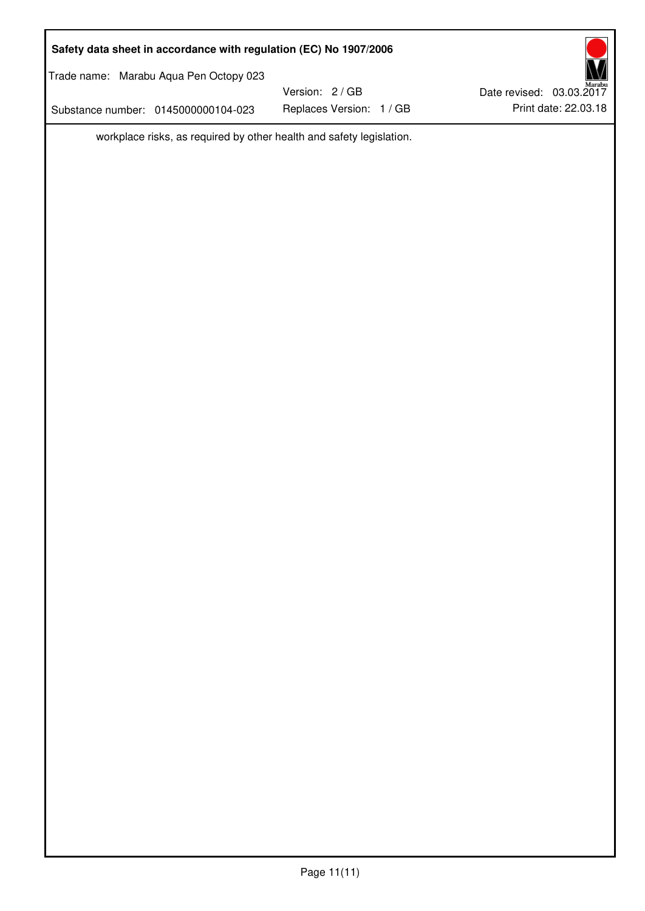workplace risks, as required by other health and safety legislation.